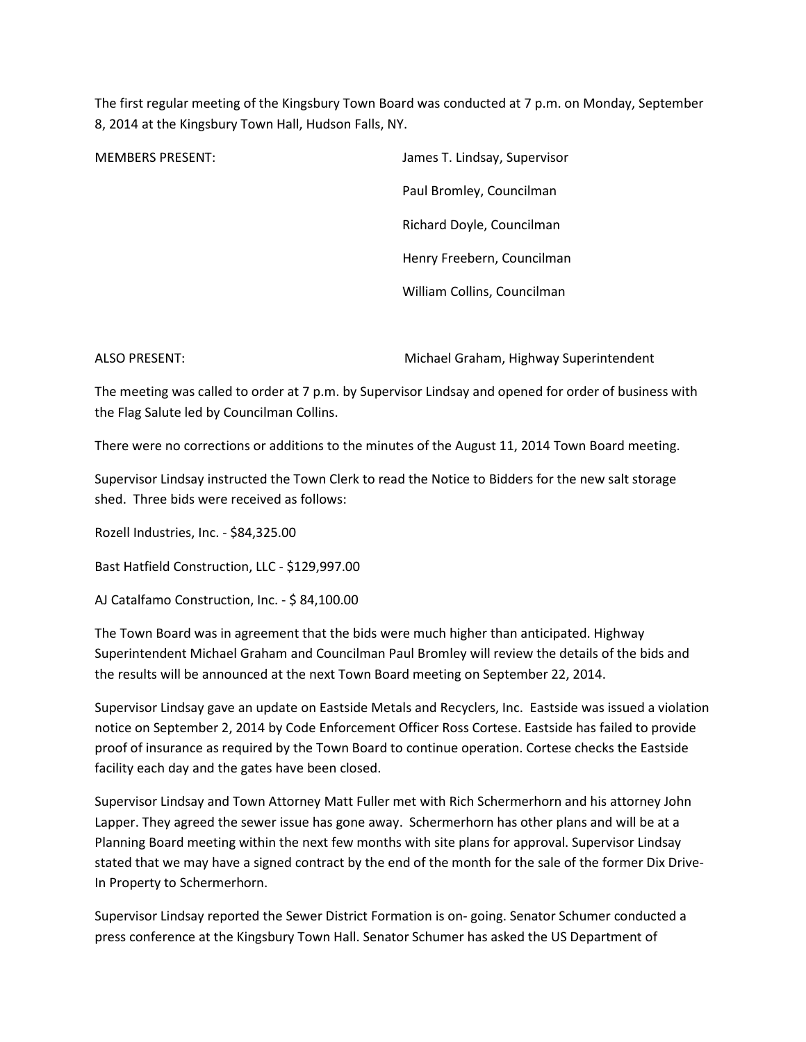The first regular meeting of the Kingsbury Town Board was conducted at 7 p.m. on Monday, September 8, 2014 at the Kingsbury Town Hall, Hudson Falls, NY.

MEMBERS PRESENT: James T. Lindsay, Supervisor

Paul Bromley, Councilman

Richard Doyle, Councilman

Henry Freebern, Councilman

William Collins, Councilman

ALSO PRESENT: Michael Graham, Highway Superintendent

The meeting was called to order at 7 p.m. by Supervisor Lindsay and opened for order of business with the Flag Salute led by Councilman Collins.

There were no corrections or additions to the minutes of the August 11, 2014 Town Board meeting.

Supervisor Lindsay instructed the Town Clerk to read the Notice to Bidders for the new salt storage shed. Three bids were received as follows:

Rozell Industries, Inc. - $84,325.00

Bast Hatfield Construction, LLC - $129,997.00

AJ Catalfamo Construction, Inc. - $ 84,100.00

The Town Board was in agreement that the bids were much higher than anticipated. Highway Superintendent Michael Graham and Councilman Paul Bromley will review the details of the bids and the results will be announced at the next Town Board meeting on September 22, 2014.

Supervisor Lindsay gave an update on Eastside Metals and Recyclers, Inc. Eastside was issued a violation notice on September 2, 2014 by Code Enforcement Officer Ross Cortese. Eastside has failed to provide proof of insurance as required by the Town Board to continue operation. Cortese checks the Eastside facility each day and the gates have been closed.

Supervisor Lindsay and Town Attorney Matt Fuller met with Rich Schermerhorn and his attorney John Lapper. They agreed the sewer issue has gone away. Schermerhorn has other plans and will be at a Planning Board meeting within the next few months with site plans for approval. Supervisor Lindsay stated that we may have a signed contract by the end of the month for the sale of the former Dix Drive-In Property to Schermerhorn.

Supervisor Lindsay reported the Sewer District Formation is on- going. Senator Schumer conducted a press conference at the Kingsbury Town Hall. Senator Schumer has asked the US Department of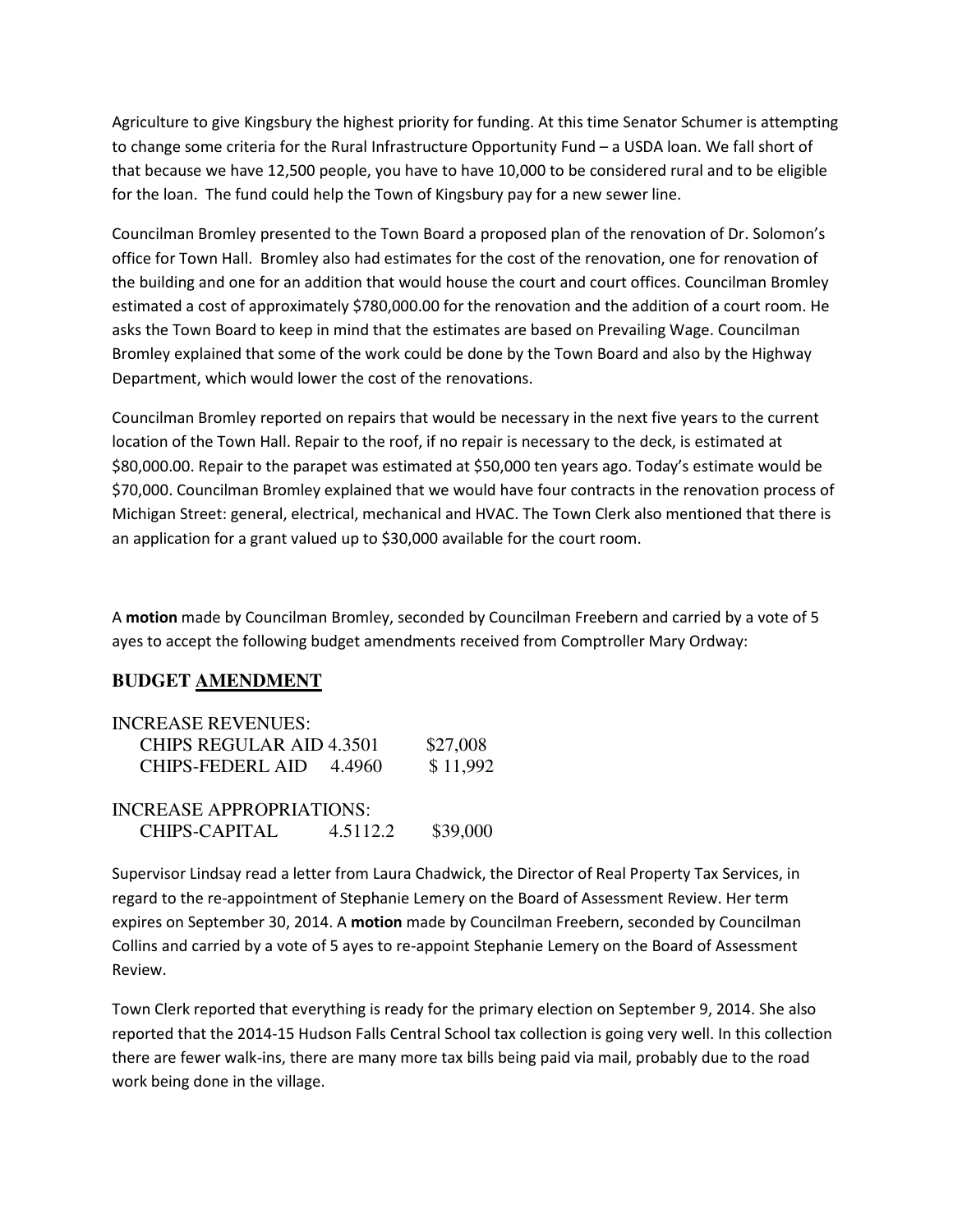Agriculture to give Kingsbury the highest priority for funding. At this time Senator Schumer is attempting to change some criteria for the Rural Infrastructure Opportunity Fund – a USDA loan. We fall short of that because we have 12,500 people, you have to have 10,000 to be considered rural and to be eligible for the loan. The fund could help the Town of Kingsbury pay for a new sewer line.

Councilman Bromley presented to the Town Board a proposed plan of the renovation of Dr. Solomon's office for Town Hall. Bromley also had estimates for the cost of the renovation, one for renovation of the building and one for an addition that would house the court and court offices. Councilman Bromley estimated a cost of approximately $780,000.00 for the renovation and the addition of a court room. He asks the Town Board to keep in mind that the estimates are based on Prevailing Wage. Councilman Bromley explained that some of the work could be done by the Town Board and also by the Highway Department, which would lower the cost of the renovations.

Councilman Bromley reported on repairs that would be necessary in the next five years to the current location of the Town Hall. Repair to the roof, if no repair is necessary to the deck, is estimated at $80,000.00. Repair to the parapet was estimated at $50,000 ten years ago. Today's estimate would be $70,000. Councilman Bromley explained that we would have four contracts in the renovation process of Michigan Street: general, electrical, mechanical and HVAC. The Town Clerk also mentioned that there is an application for a grant valued up to $30,000 available for the court room.

A **motion** made by Councilman Bromley, seconded by Councilman Freebern and carried by a vote of 5 ayes to accept the following budget amendments received from Comptroller Mary Ordway:

## BUDGET AMENDMENT

INCREASE REVENUES:

| | | |
|---|---|---|
| CHIPS REGULAR AID | 4.3501 | $27,008 |
| CHIPS-FEDERL AID | 4.4960 | $ 11,992 |

INCREASE APPROPRIATIONS:

| | | |
|---|---|---|
| CHIPS-CAPITAL | 4.5112.2 | $39,000 |

Supervisor Lindsay read a letter from Laura Chadwick, the Director of Real Property Tax Services, in regard to the re-appointment of Stephanie Lemery on the Board of Assessment Review. Her term expires on September 30, 2014. A **motion** made by Councilman Freebern, seconded by Councilman Collins and carried by a vote of 5 ayes to re-appoint Stephanie Lemery on the Board of Assessment Review.

Town Clerk reported that everything is ready for the primary election on September 9, 2014. She also reported that the 2014-15 Hudson Falls Central School tax collection is going very well. In this collection there are fewer walk-ins, there are many more tax bills being paid via mail, probably due to the road work being done in the village.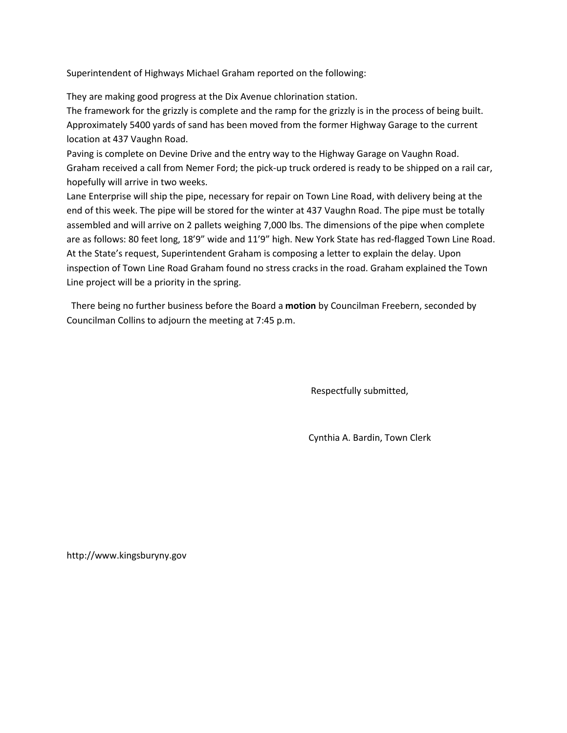Superintendent of Highways Michael Graham reported on the following:

They are making good progress at the Dix Avenue chlorination station.
The framework for the grizzly is complete and the ramp for the grizzly is in the process of being built.
Approximately 5400 yards of sand has been moved from the former Highway Garage to the current location at 437 Vaughn Road.
Paving is complete on Devine Drive and the entry way to the Highway Garage on Vaughn Road.
Graham received a call from Nemer Ford; the pick-up truck ordered is ready to be shipped on a rail car, hopefully will arrive in two weeks.
Lane Enterprise will ship the pipe, necessary for repair on Town Line Road, with delivery being at the end of this week. The pipe will be stored for the winter at 437 Vaughn Road. The pipe must be totally assembled and will arrive on 2 pallets weighing 7,000 lbs. The dimensions of the pipe when complete are as follows: 80 feet long, 18'9" wide and 11'9" high. New York State has red-flagged Town Line Road. At the State's request, Superintendent Graham is composing a letter to explain the delay. Upon inspection of Town Line Road Graham found no stress cracks in the road. Graham explained the Town Line project will be a priority in the spring.

There being no further business before the Board a **motion** by Councilman Freebern, seconded by Councilman Collins to adjourn the meeting at 7:45 p.m.

Respectfully submitted,

Cynthia A. Bardin, Town Clerk

http://www.kingsburyny.gov